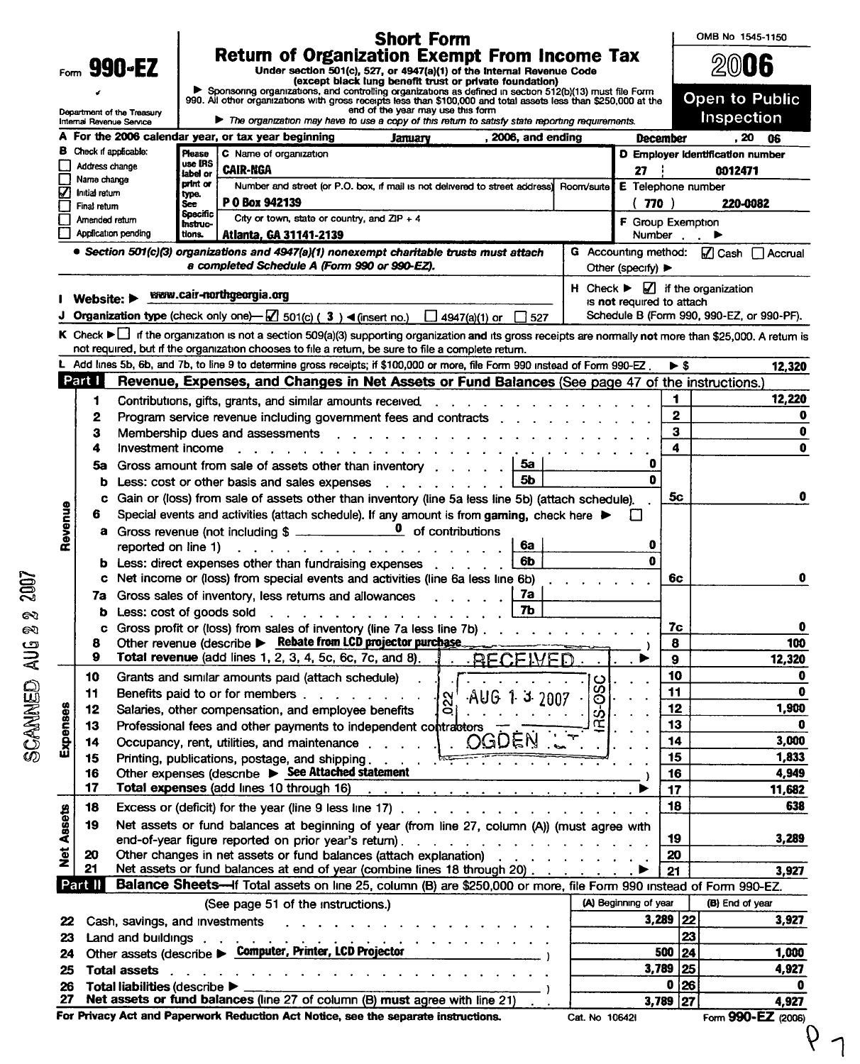Form **990-EZ**

Department of the Treasury
Internal Revenue Service

# Short Form
## Return of Organization Exempt From Income Tax

**Under section 501(c), 527, or 4947(a)(1) of the Internal Revenue Code (except black lung benefit trust or private foundation)**

▶ Sponsoring organizations, and controlling organizations as defined in section 512(b)(13) must file Form 990. All other organizations with gross receipts less than $100,000 and total assets less than $250,000 at the end of the year may use this form

▶ *The organization may have to use a copy of this return to satisfy state reporting requirements.*

OMB No 1545-1150

**2006**

**Open to Public Inspection**

**A** For the 2006 calendar year, or tax year beginning January , 2006, and ending December , 20 06

**B** Check if applicable:
- ☐ Address change
- ☐ Name change
- ☑ Initial return
- ☐ Final return
- ☐ Amended return
- ☐ Application pending

Please use IRS label or print or type. See Specific Instructions.

**C** Name of organization: CAIR-NGA

Number and street (or P.O. box, if mail is not delivered to street address): P O Box 942139 | Room/suite

City or town, state or country, and ZIP + 4: Atlanta, GA 31141-2139

**D** Employer identification number: 27 0012471

**E** Telephone number: ( 770 ) 220-0082

**F** Group Exemption Number ▶

• *Section 501(c)(3) organizations and 4947(a)(1) nonexempt charitable trusts must attach a completed Schedule A (Form 990 or 990-EZ).*

**G** Accounting method: ☑ Cash ☐ Accrual Other (specify) ▶

**H** Check ▶ ☑ if the organization is **not** required to attach Schedule B (Form 990, 990-EZ, or 990-PF).

**I Website:** ▶ www.cair-northgeorgia.org

**J Organization type** (check only one)— ☑ 501(c) ( 3 ) ◀(insert no.) ☐ 4947(a)(1) or ☐ 527

**K** Check ▶ ☐ if the organization is not a section 509(a)(3) supporting organization and its gross receipts are normally **not** more than $25,000. A return is not required, but if the organization chooses to file a return, be sure to file a complete return.

**L** Add lines 5b, 6b, and 7b, to line 9 to determine gross receipts; if $100,000 or more, file Form 990 instead of Form 990-EZ . ▶ $ 12,320

## Part I — Revenue, Expenses, and Changes in Net Assets or Fund Balances (See page 47 of the instructions.)

| Section | Line | Description | Sub-line | Sub-amount | Line | Amount |
|---|---|---|---|---|---|---|
| Revenue | 1 | Contributions, gifts, grants, and similar amounts received | | | 1 | 12,220 |
| | 2 | Program service revenue including government fees and contracts | | | 2 | 0 |
| | 3 | Membership dues and assessments | | | 3 | 0 |
| | 4 | Investment income | | | 4 | 0 |
| | 5a | Gross amount from sale of assets other than inventory | 5a | 0 | | |
| | b | Less: cost or other basis and sales expenses | 5b | 0 | | |
| | c | Gain or (loss) from sale of assets other than inventory (line 5a less line 5b) (attach schedule) | | | 5c | 0 |
| | 6 | Special events and activities (attach schedule). If any amount is from gaming, check here ▶ ☐ | | | | |
| | a | Gross revenue (not including $ 0 of contributions reported on line 1) | 6a | 0 | | |
| | b | Less: direct expenses other than fundraising expenses | 6b | 0 | | |
| | c | Net income or (loss) from special events and activities (line 6a less line 6b) | | | 6c | 0 |
| | 7a | Gross sales of inventory, less returns and allowances | 7a | | | |
| | b | Less: cost of goods sold | 7b | | | |
| | c | Gross profit or (loss) from sales of inventory (line 7a less line 7b) | | | 7c | 0 |
| | 8 | Other revenue (describe ▶ Rebate from LCD projector purchase ) | | | 8 | 100 |
| | 9 | **Total revenue** (add lines 1, 2, 3, 4, 5c, 6c, 7c, and 8) ▶ | | | 9 | 12,320 |
| Expenses | 10 | Grants and similar amounts paid (attach schedule) | | | 10 | 0 |
| | 11 | Benefits paid to or for members | | | 11 | 0 |
| | 12 | Salaries, other compensation, and employee benefits | | | 12 | 1,900 |
| | 13 | Professional fees and other payments to independent contractors | | | 13 | 0 |
| | 14 | Occupancy, rent, utilities, and maintenance | | | 14 | 3,000 |
| | 15 | Printing, publications, postage, and shipping | | | 15 | 1,833 |
| | 16 | Other expenses (describe ▶ See Attached statement ) | | | 16 | 4,949 |
| | 17 | **Total expenses** (add lines 10 through 16) ▶ | | | 17 | 11,682 |
| Net Assets | 18 | Excess or (deficit) for the year (line 9 less line 17) | | | 18 | 638 |
| | 19 | Net assets or fund balances at beginning of year (from line 27, column (A)) (must agree with end-of-year figure reported on prior year's return) | | | 19 | 3,289 |
| | 20 | Other changes in net assets or fund balances (attach explanation) | | | 20 | |
| | 21 | Net assets or fund balances at end of year (combine lines 18 through 20) ▶ | | | 21 | 3,927 |

RECEIVED AUG 1 3 2007 OGDEN, UT IRS-OSC

## Part II — Balance Sheets—If Total assets on line 25, column (B) are $250,000 or more, file Form 990 instead of Form 990-EZ.

(See page 51 of the instructions.)

| Line | Description | (A) Beginning of year | Line | (B) End of year |
|---|---|---|---|---|
| 22 | Cash, savings, and investments | 3,289 | 22 | 3,927 |
| 23 | Land and buildings | | 23 | |
| 24 | Other assets (describe ▶ Computer, Printer, LCD Projector ) | 500 | 24 | 1,000 |
| 25 | **Total assets** | 3,789 | 25 | 4,927 |
| 26 | **Total liabilities** (describe ▶ ) | 0 | 26 | 0 |
| 27 | **Net assets or fund balances** (line 27 of column (B) must agree with line 21) | 3,789 | 27 | 4,927 |

**For Privacy Act and Paperwork Reduction Act Notice, see the separate instructions.** Cat. No 10642I Form **990-EZ** (2006)

SCANNED AUG 22 2007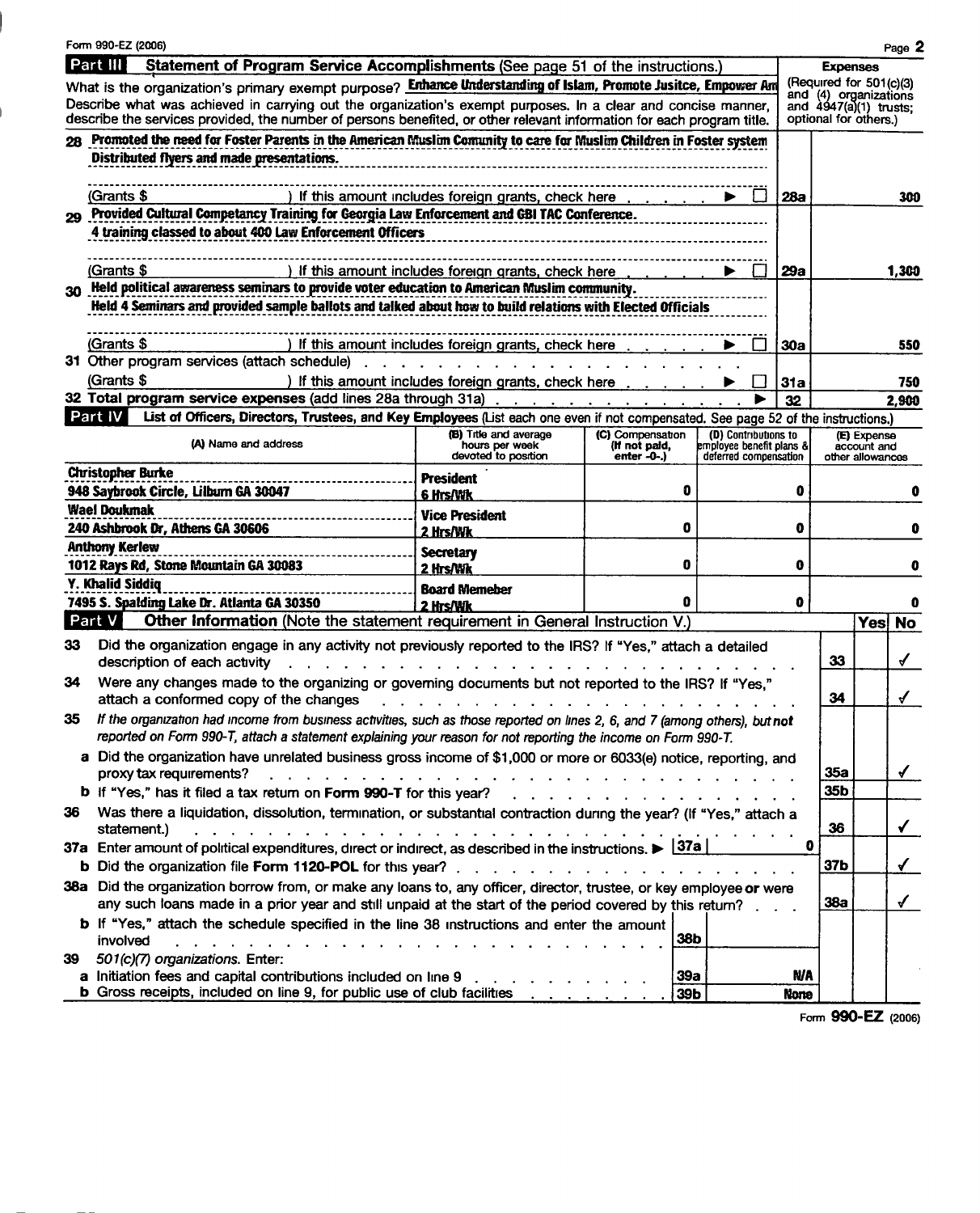Form 990-EZ (2006) Page 2

## Part III Statement of Program Service Accomplishments (See page 51 of the instructions.)

What is the organization's primary exempt purpose? **Enhance Understanding of Islam, Promote Jusitce, Empower Am**

Describe what was achieved in carrying out the organization's exempt purposes. In a clear and concise manner, describe the services provided, the number of persons benefited, or other relevant information for each program title.

**Expenses** (Required for 501(c)(3) and (4) organizations and 4947(a)(1) trusts; optional for others.)

| | Description | | Expenses |
|---|---|---|---|
| 28 | **Promoted the need for Foster Parents in the American Muslim Comunity to care for Muslim Children in Foster system Distributed flyers and made presentations.** (Grants $ ) If this amount includes foreign grants, check here ▶ ☐ | 28a | 300 |
| 29 | **Provided Cultural Competancy Training for Georgia Law Enforcement and GBI TAC Conference. 4 training classed to about 400 Law Enforcement Officers** (Grants $ ) If this amount includes foreign grants, check here ▶ ☐ | 29a | 1,300 |
| 30 | **Held political awareness seminars to provide voter education to American Muslim community. Held 4 Seminars and provided sample ballots and talked about how to build relations with Elected Officials** (Grants $ ) If this amount includes foreign grants, check here ▶ ☐ | 30a | 550 |
| 31 | Other program services (attach schedule) (Grants $ ) If this amount includes foreign grants, check here ▶ ☐ | 31a | 750 |
| 32 | **Total program service expenses** (add lines 28a through 31a) ▶ | 32 | 2,900 |

## Part IV List of Officers, Directors, Trustees, and Key Employees (List each one even if not compensated. See page 52 of the instructions.)

| (A) Name and address | (B) Title and average hours per week devoted to position | (C) Compensation (If not paid, enter -0-.) | (D) Contributions to employee benefit plans & deferred compensation | (E) Expense account and other allowances |
|---|---|---|---|---|
| **Christopher Burke** 948 Saybrook Circle, Lilburn GA 30047 | **President** 6 Hrs/Wk | 0 | 0 | 0 |
| **Wael Doukmak** 240 Ashbrook Dr, Athens GA 30606 | **Vice President** 2 Hrs/Wk | 0 | 0 | 0 |
| **Anthony Kerlew** 1012 Rays Rd, Stone Mountain GA 30083 | **Secretary** 2 Hrs/Wk | 0 | 0 | 0 |
| **Y. Khalid Siddiq** 7495 S. Spalding Lake Dr. Atlanta GA 30350 | **Board Memeber** 2 Hrs/Wk | 0 | 0 | 0 |

## Part V Other Information (Note the statement requirement in General Instruction V.)

| | Question | Line | Yes | No |
|---|---|---|---|---|
| 33 | Did the organization engage in any activity not previously reported to the IRS? If "Yes," attach a detailed description of each activity | 33 | | ✓ |
| 34 | Were any changes made to the organizing or governing documents but not reported to the IRS? If "Yes," attach a conformed copy of the changes | 34 | | ✓ |
| 35 | *If the organization had income from business activities, such as those reported on lines 2, 6, and 7 (among others), but not reported on Form 990-T, attach a statement explaining your reason for not reporting the income on Form 990-T.* | | | |
| a | Did the organization have unrelated business gross income of $1,000 or more or 6033(e) notice, reporting, and proxy tax requirements? | 35a | | ✓ |
| b | If "Yes," has it filed a tax return on **Form 990-T** for this year? | 35b | | |
| 36 | Was there a liquidation, dissolution, termination, or substantial contraction during the year? (If "Yes," attach a statement.) | 36 | | ✓ |
| 37a | Enter amount of political expenditures, direct or indirect, as described in the instructions. ▶ 37a: 0 | | | |
| b | Did the organization file **Form 1120-POL** for this year? | 37b | | ✓ |
| 38a | Did the organization borrow from, or make any loans to, any officer, director, trustee, or key employee **or** were any such loans made in a prior year and still unpaid at the start of the period covered by this return? | 38a | | ✓ |
| b | If "Yes," attach the schedule specified in the line 38 instructions and enter the amount involved — 38b: | | | |
| 39 | *501(c)(7) organizations.* Enter: | | | |
| a | Initiation fees and capital contributions included on line 9 — 39a: N/A | | | |
| b | Gross receipts, included on line 9, for public use of club facilities — 39b: None | | | |

Form **990-EZ** (2006)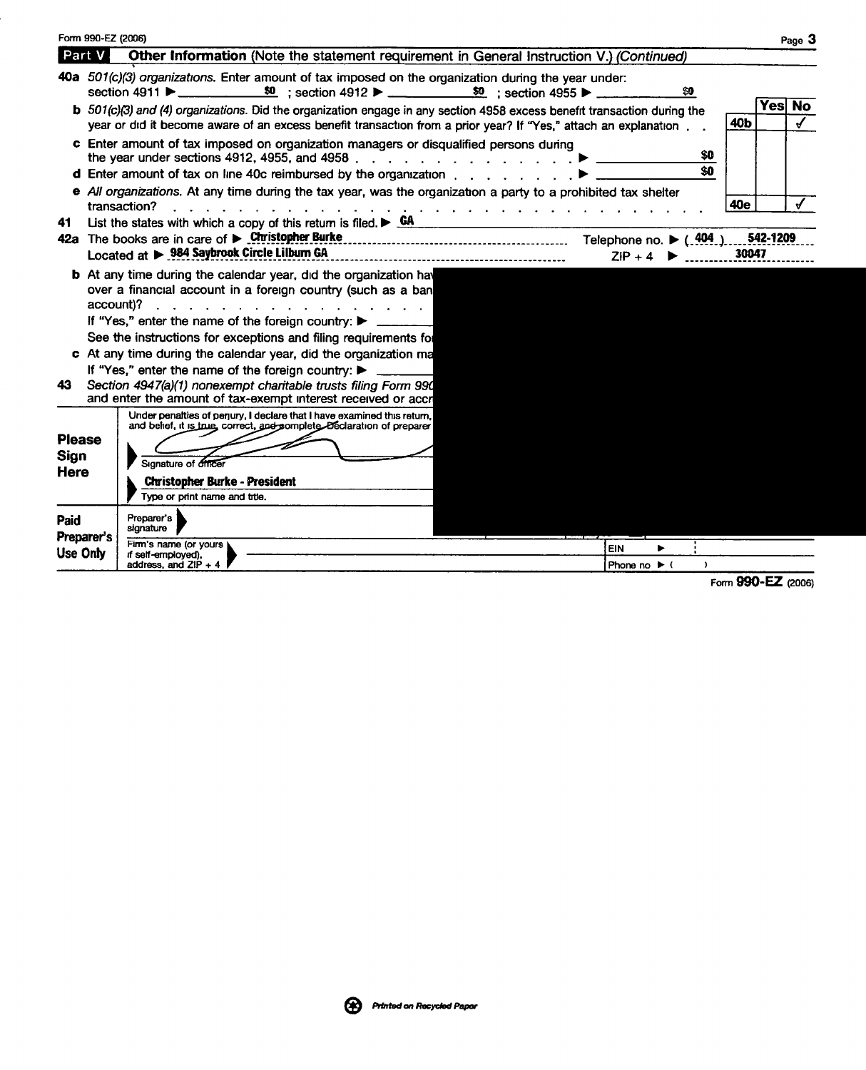Form 990-EZ (2006)

## Part V Other Information (Note the statement requirement in General Instruction V.) *(Continued)*

**40a** *501(c)(3) organizations.* Enter amount of tax imposed on the organization during the year under: section 4911 ▶ $0 ; section 4912 ▶ $0 ; section 4955 ▶ $0

| | | Yes | No |
|---|---|---|---|
| **b** *501(c)(3) and (4) organizations.* Did the organization engage in any section 4958 excess benefit transaction during the year or did it become aware of an excess benefit transaction from a prior year? If "Yes," attach an explanation | 40b | | ✓ |
| **c** Enter amount of tax imposed on organization managers or disqualified persons during the year under sections 4912, 4955, and 4958 ▶ $0 | | | |
| **d** Enter amount of tax on line 40c reimbursed by the organization ▶ $0 | | | |
| **e** *All organizations.* At any time during the tax year, was the organization a party to a prohibited tax shelter transaction? | 40e | | ✓ |

**41** List the states with which a copy of this return is filed. ▶ GA

**42a** The books are in care of ▶ Christopher Burke Telephone no. ▶ (404) 542-1209
Located at ▶ 984 Saybrook Circle Lilburn GA ZIP + 4 ▶ 30047

**b** At any time during the calendar year, did the organization ha[...] over a financial account in a foreign country (such as a ban[...] account)?
If "Yes," enter the name of the foreign country: ▶
See the instructions for exceptions and filing requirements fo[...]

**c** At any time during the calendar year, did the organization ma[...]
If "Yes," enter the name of the foreign country: ▶

**43** *Section 4947(a)(1) nonexempt charitable trusts filing Form 990[...]* and enter the amount of tax-exempt interest received or accr[...]

**Please Sign Here**

Under penalties of perjury, I declare that I have examined this return, [...] and belief, it is true, correct, and complete. Declaration of preparer [...]

Signature of officer

Christopher Burke - President
Type or print name and title.

**Paid Preparer's Use Only**

Preparer's signature

Firm's name (or yours if self-employed), address, and ZIP + 4 | EIN ▶ | Phone no ▶ ( )

Form **990-EZ** (2006)

Printed on Recycled Paper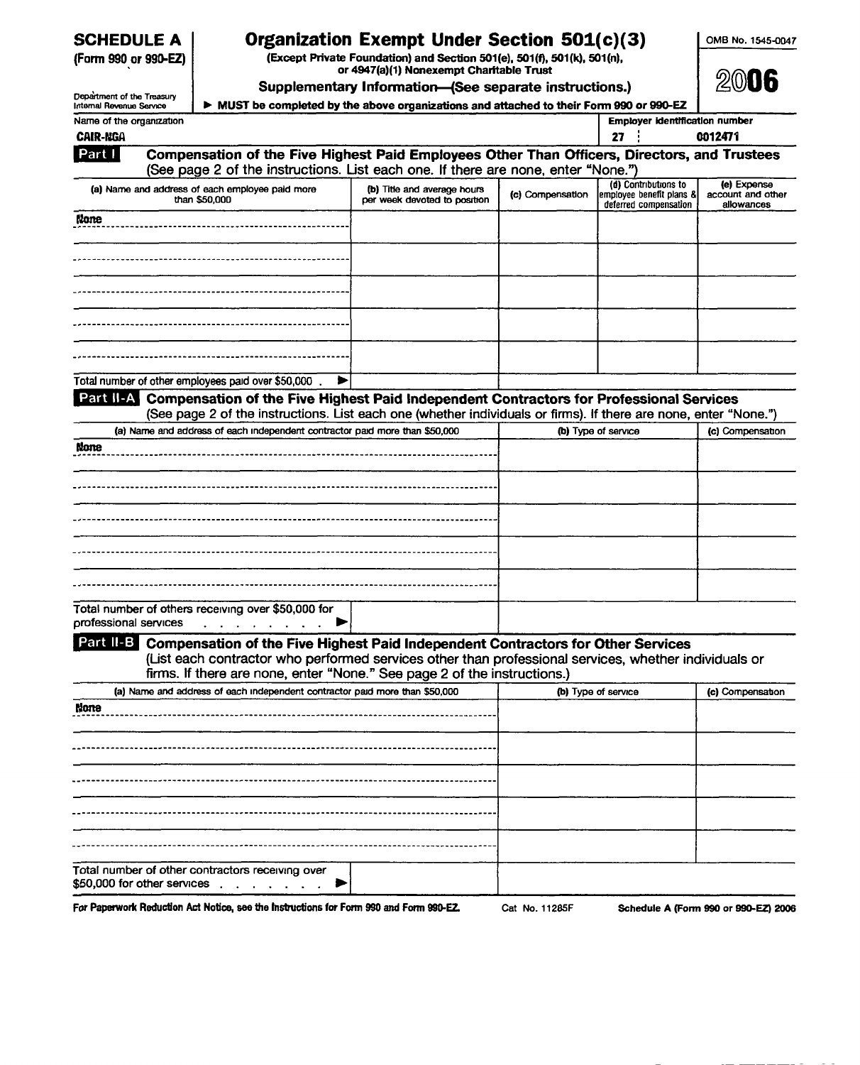**SCHEDULE A** (Form 990 or 990-EZ)

Department of the Treasury
Internal Revenue Service

# Organization Exempt Under Section 501(c)(3)

**(Except Private Foundation) and Section 501(e), 501(f), 501(k), 501(n), or 4947(a)(1) Nonexempt Charitable Trust**

**Supplementary Information—(See separate instructions.)**

► **MUST be completed by the above organizations and attached to their Form 990 or 990-EZ**

OMB No. 1545-0047

**2006**

Name of the organization: **CAIR-NGA**

Employer identification number: **27 : 0012471**

## Part I Compensation of the Five Highest Paid Employees Other Than Officers, Directors, and Trustees

(See page 2 of the instructions. List each one. If there are none, enter "None.")

| (a) Name and address of each employee paid more than $50,000 | (b) Title and average hours per week devoted to position | (c) Compensation | (d) Contributions to employee benefit plans & deferred compensation | (e) Expense account and other allowances |
|---|---|---|---|---|
| None | | | | |
| | | | | |
| | | | | |
| | | | | |
| | | | | |

Total number of other employees paid over $50,000 . ►

## Part II-A Compensation of the Five Highest Paid Independent Contractors for Professional Services

(See page 2 of the instructions. List each one (whether individuals or firms). If there are none, enter "None.")

| (a) Name and address of each independent contractor paid more than $50,000 | (b) Type of service | (c) Compensation |
|---|---|---|
| None | | |
| | | |
| | | |
| | | |
| | | |

Total number of others receiving over $50,000 for professional services . . . . . . . . . ►

## Part II-B Compensation of the Five Highest Paid Independent Contractors for Other Services

(List each contractor who performed services other than professional services, whether individuals or firms. If there are none, enter "None." See page 2 of the instructions.)

| (a) Name and address of each independent contractor paid more than $50,000 | (b) Type of service | (c) Compensation |
|---|---|---|
| None | | |
| | | |
| | | |
| | | |
| | | |

Total number of other contractors receiving over $50,000 for other services . . . . . . . . ►

For Paperwork Reduction Act Notice, see the Instructions for Form 990 and Form 990-EZ. Cat. No. 11285F Schedule A (Form 990 or 990-EZ) 2006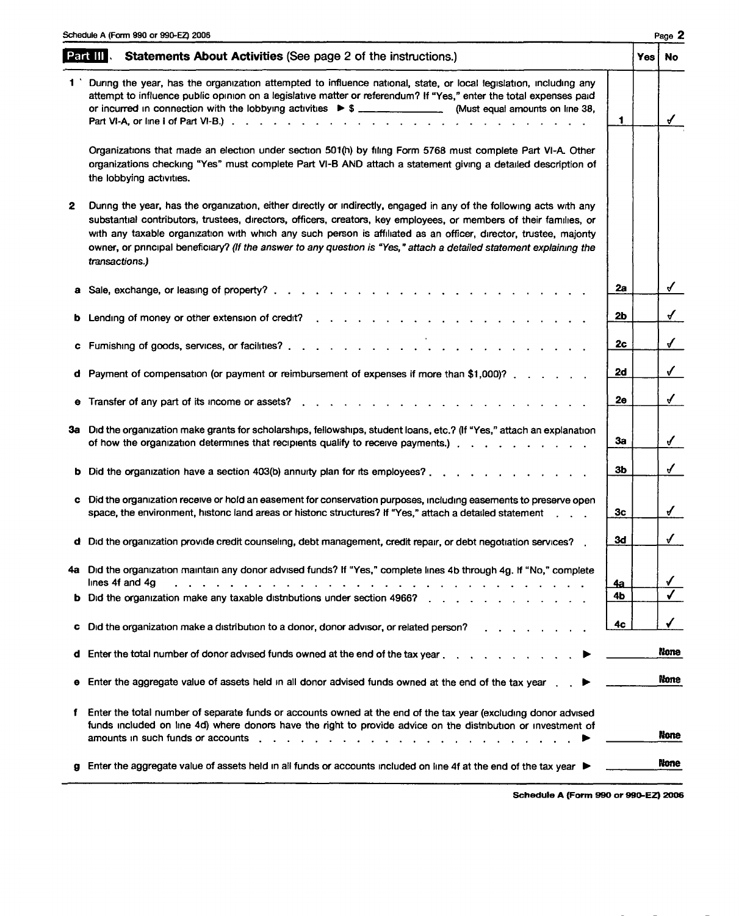Schedule A (Form 990 or 990-EZ) 2006

## Part III. Statements About Activities (See page 2 of the instructions.)

| | | | Yes | No |
|---|---|---|---|---|
| 1 | During the year, has the organization attempted to influence national, state, or local legislation, including any attempt to influence public opinion on a legislative matter or referendum? If "Yes," enter the total expenses paid or incurred in connection with the lobbying activities ▶ $ ______________ (Must equal amounts on line 38, Part VI-A, or line i of Part VI-B.) | 1 | | ✓ |
| | Organizations that made an election under section 501(h) by filing Form 5768 must complete Part VI-A. Other organizations checking "Yes" must complete Part VI-B AND attach a statement giving a detailed description of the lobbying activities. | | | |
| 2 | During the year, has the organization, either directly or indirectly, engaged in any of the following acts with any substantial contributors, trustees, directors, officers, creators, key employees, or members of their families, or with any taxable organization with which any such person is affiliated as an officer, director, trustee, majority owner, or principal beneficiary? *(If the answer to any question is "Yes," attach a detailed statement explaining the transactions.)* | | | |
| a | Sale, exchange, or leasing of property? | 2a | | ✓ |
| b | Lending of money or other extension of credit? | 2b | | ✓ |
| c | Furnishing of goods, services, or facilities? | 2c | | ✓ |
| d | Payment of compensation (or payment or reimbursement of expenses if more than $1,000)? | 2d | | ✓ |
| e | Transfer of any part of its income or assets? | 2e | | ✓ |
| 3a | Did the organization make grants for scholarships, fellowships, student loans, etc.? (If "Yes," attach an explanation of how the organization determines that recipients qualify to receive payments.) | 3a | | ✓ |
| b | Did the organization have a section 403(b) annuity plan for its employees? | 3b | | ✓ |
| c | Did the organization receive or hold an easement for conservation purposes, including easements to preserve open space, the environment, historic land areas or historic structures? If "Yes," attach a detailed statement | 3c | | ✓ |
| d | Did the organization provide credit counseling, debt management, credit repair, or debt negotiation services? | 3d | | ✓ |
| 4a | Did the organization maintain any donor advised funds? If "Yes," complete lines 4b through 4g. If "No," complete lines 4f and 4g | 4a | | ✓ |
| b | Did the organization make any taxable distributions under section 4966? | 4b | | ✓ |
| c | Did the organization make a distribution to a donor, donor advisor, or related person? | 4c | | ✓ |
| d | Enter the total number of donor advised funds owned at the end of the tax year ▶ | | | None |
| e | Enter the aggregate value of assets held in all donor advised funds owned at the end of the tax year ▶ | | | None |
| f | Enter the total number of separate funds or accounts owned at the end of the tax year (excluding donor advised funds included on line 4d) where donors have the right to provide advice on the distribution or investment of amounts in such funds or accounts ▶ | | | None |
| g | Enter the aggregate value of assets held in all funds or accounts included on line 4f at the end of the tax year ▶ | | | None |

Schedule A (Form 990 or 990-EZ) 2006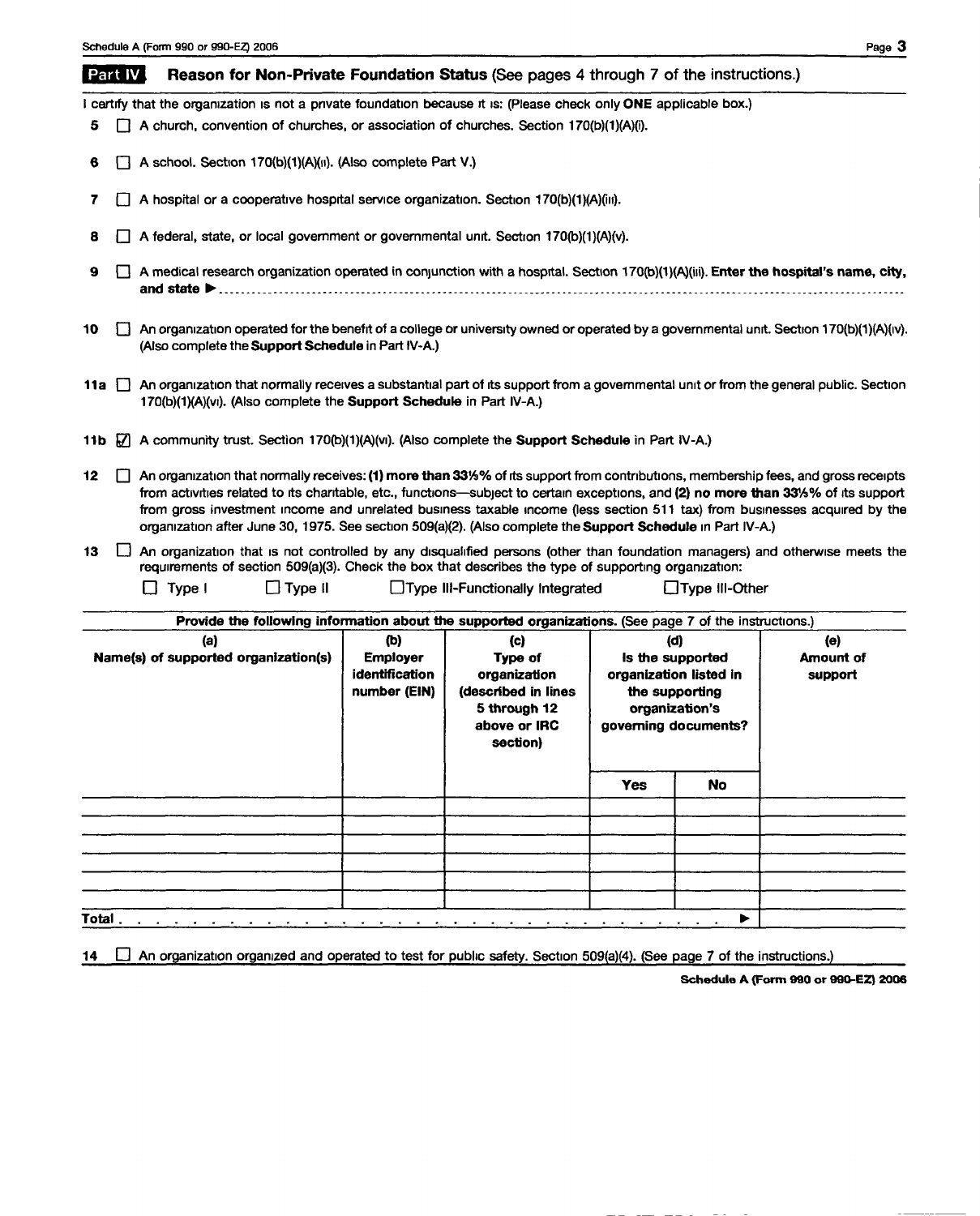## Part IV Reason for Non-Private Foundation Status (See pages 4 through 7 of the instructions.)

I certify that the organization is not a private foundation because it is: (Please check only **ONE** applicable box.)

5 ☐ A church, convention of churches, or association of churches. Section 170(b)(1)(A)(i).

6 ☐ A school. Section 170(b)(1)(A)(ii). (Also complete Part V.)

7 ☐ A hospital or a cooperative hospital service organization. Section 170(b)(1)(A)(iii).

8 ☐ A federal, state, or local government or governmental unit. Section 170(b)(1)(A)(v).

9 ☐ A medical research organization operated in conjunction with a hospital. Section 170(b)(1)(A)(iii). **Enter the hospital's name, city, and state** ▶ ........................................

10 ☐ An organization operated for the benefit of a college or university owned or operated by a governmental unit. Section 170(b)(1)(A)(iv). (Also complete the **Support Schedule** in Part IV-A.)

11a ☐ An organization that normally receives a substantial part of its support from a governmental unit or from the general public. Section 170(b)(1)(A)(vi). (Also complete the **Support Schedule** in Part IV-A.)

11b ☑ A community trust. Section 170(b)(1)(A)(vi). (Also complete the **Support Schedule** in Part IV-A.)

12 ☐ An organization that normally receives: **(1) more than 33⅓%** of its support from contributions, membership fees, and gross receipts from activities related to its charitable, etc., functions—subject to certain exceptions, and **(2) no more than 33⅓%** of its support from gross investment income and unrelated business taxable income (less section 511 tax) from businesses acquired by the organization after June 30, 1975. See section 509(a)(2). (Also complete the **Support Schedule** in Part IV-A.)

13 ☐ An organization that is not controlled by any disqualified persons (other than foundation managers) and otherwise meets the requirements of section 509(a)(3). Check the box that describes the type of supporting organization:

☐ Type I ☐ Type II ☐ Type III-Functionally Integrated ☐ Type III-Other

**Provide the following information about the supported organizations.** (See page 7 of the instructions.)

| (a) Name(s) of supported organization(s) | (b) Employer identification number (EIN) | (c) Type of organization (described in lines 5 through 12 above or IRC section) | (d) Is the supported organization listed in the supporting organization's governing documents? | | (e) Amount of support |
|---|---|---|---|---|---|
| | | | Yes | No | |
| | | | | | |
| | | | | | |
| | | | | | |
| | | | | | |
| | | | | | |
| **Total** . . . . . . . . . . . . . . . . . . . . . . . . . . . ▶ | | | | | |

14 ☐ An organization organized and operated to test for public safety. Section 509(a)(4). (See page 7 of the instructions.)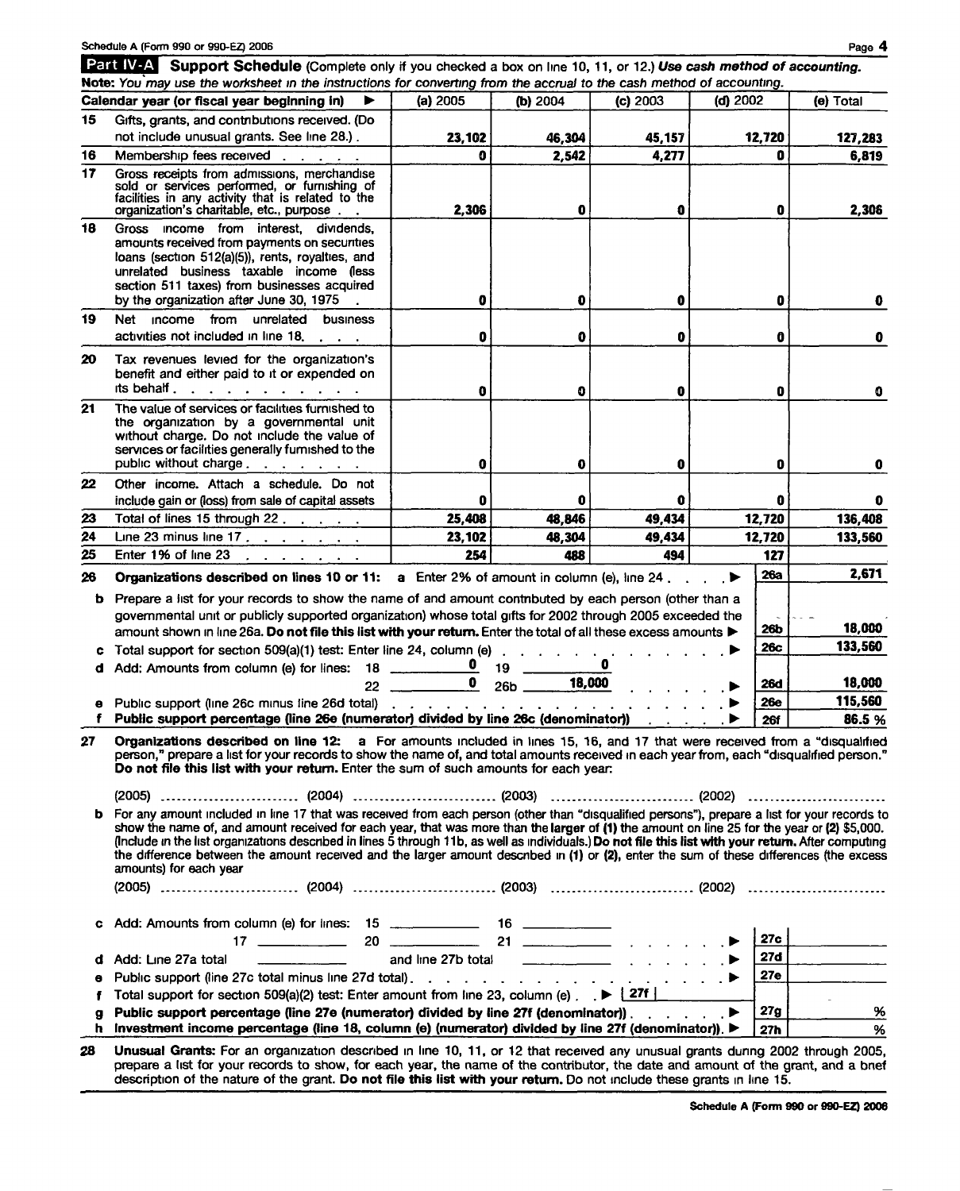Schedule A (Form 990 or 990-EZ) 2006

## Part IV-A Support Schedule (Complete only if you checked a box on line 10, 11, or 12.) *Use cash method of accounting.*

**Note:** *You may use the worksheet in the instructions for converting from the accrual to the cash method of accounting.*

| | Calendar year (or fiscal year beginning in) ▶ | (a) 2005 | (b) 2004 | (c) 2003 | (d) 2002 | (e) Total |
|---|---|---|---|---|---|---|
| 15 | Gifts, grants, and contributions received. (Do not include unusual grants. See line 28.) | 23,102 | 46,304 | 45,157 | 12,720 | 127,283 |
| 16 | Membership fees received | 0 | 2,542 | 4,277 | 0 | 6,819 |
| 17 | Gross receipts from admissions, merchandise sold or services performed, or furnishing of facilities in any activity that is related to the organization's charitable, etc., purpose | 2,306 | 0 | 0 | 0 | 2,306 |
| 18 | Gross income from interest, dividends, amounts received from payments on securities loans (section 512(a)(5)), rents, royalties, and unrelated business taxable income (less section 511 taxes) from businesses acquired by the organization after June 30, 1975 | 0 | 0 | 0 | 0 | 0 |
| 19 | Net income from unrelated business activities not included in line 18. | 0 | 0 | 0 | 0 | 0 |
| 20 | Tax revenues levied for the organization's benefit and either paid to it or expended on its behalf | 0 | 0 | 0 | 0 | 0 |
| 21 | The value of services or facilities furnished to the organization by a governmental unit without charge. Do not include the value of services or facilities generally furnished to the public without charge | 0 | 0 | 0 | 0 | 0 |
| 22 | Other income. Attach a schedule. Do not include gain or (loss) from sale of capital assets | 0 | 0 | 0 | 0 | 0 |
| 23 | Total of lines 15 through 22 | 25,408 | 48,846 | 49,434 | 12,720 | 136,408 |
| 24 | Line 23 minus line 17 | 23,102 | 48,304 | 49,434 | 12,720 | 133,560 |
| 25 | Enter 1% of line 23 | 254 | 488 | 494 | 127 | |

**26 Organizations described on lines 10 or 11:** **a** Enter 2% of amount in column (e), line 24 ▶ **26a** 2,671

**b** Prepare a list for your records to show the name of and amount contributed by each person (other than a governmental unit or publicly supported organization) whose total gifts for 2002 through 2005 exceeded the amount shown in line 26a. **Do not file this list with your return.** Enter the total of all these excess amounts ▶ **26b** 18,000

**c** Total support for section 509(a)(1) test: Enter line 24, column (e) ▶ **26c** 133,560

**d** Add: Amounts from column (e) for lines: 18 0 19 0 22 0 26b 18,000 ▶ **26d** 18,000

**e** Public support (line 26c minus line 26d total) ▶ **26e** 115,560

**f Public support percentage (line 26e (numerator) divided by line 26c (denominator))** ▶ **26f** 86.5 %

**27 Organizations described on line 12:** **a** For amounts included in lines 15, 16, and 17 that were received from a "disqualified person," prepare a list for your records to show the name of, and total amounts received in each year from, each "disqualified person." **Do not file this list with your return.** Enter the sum of such amounts for each year:

(2005) .................... (2004) .................... (2003) .................... (2002) ....................

**b** For any amount included in line 17 that was received from each person (other than "disqualified persons"), prepare a list for your records to show the name of, and amount received for each year, that was more than the **larger** of **(1)** the amount on line 25 for the year or **(2)** $5,000. (Include in the list organizations described in lines 5 through 11b, as well as individuals.) **Do not file this list with your return.** After computing the difference between the amount received and the larger amount described in **(1)** or **(2)**, enter the sum of these differences (the excess amounts) for each year

(2005) .................... (2004) .................... (2003) .................... (2002) ....................

**c** Add: Amounts from column (e) for lines: 15 ______ 16 ______ 17 ______ 20 ______ 21 ______ ▶ **27c**

**d** Add: Line 27a total ______ and line 27b total ______ ▶ **27d**

**e** Public support (line 27c total minus line 27d total) ▶ **27e**

**f** Total support for section 509(a)(2) test: Enter amount from line 23, column (e) ▶ **27f**

**g Public support percentage (line 27e (numerator) divided by line 27f (denominator))** ▶ **27g** %

**h Investment income percentage (line 18, column (e) (numerator) divided by line 27f (denominator))** ▶ **27h** %

**28 Unusual Grants:** For an organization described in line 10, 11, or 12 that received any unusual grants during 2002 through 2005, prepare a list for your records to show, for each year, the name of the contributor, the date and amount of the grant, and a brief description of the nature of the grant. **Do not file this list with your return.** Do not include these grants in line 15.

Schedule A (Form 990 or 990-EZ) 2006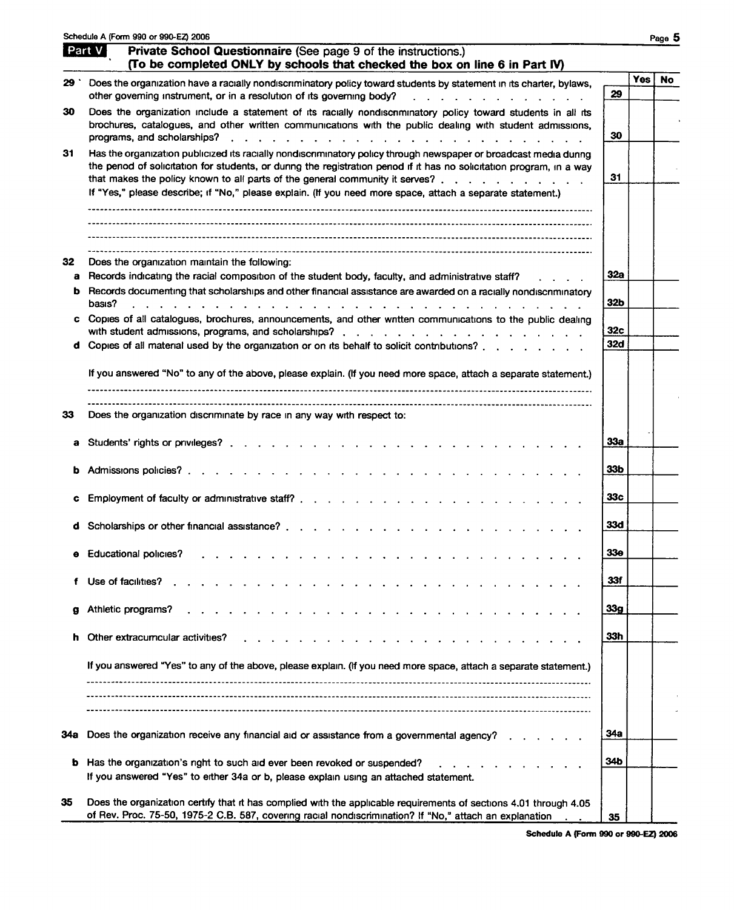## Part V Private School Questionnaire (See page 9 of the instructions.)
**(To be completed ONLY by schools that checked the box on line 6 in Part IV)**

| | | | Yes | No |
|---|---|---|---|---|
| **29** | Does the organization have a racially nondiscriminatory policy toward students by statement in its charter, bylaws, other governing instrument, or in a resolution of its governing body? | **29** | | |
| **30** | Does the organization include a statement of its racially nondiscriminatory policy toward students in all its brochures, catalogues, and other written communications with the public dealing with student admissions, programs, and scholarships? | **30** | | |
| **31** | Has the organization publicized its racially nondiscriminatory policy through newspaper or broadcast media during the period of solicitation for students, or during the registration period if it has no solicitation program, in a way that makes the policy known to all parts of the general community it serves? | **31** | | |
| | If "Yes," please describe; if "No," please explain. (If you need more space, attach a separate statement.) | | | |
| **32** | Does the organization maintain the following: | | | |
| **a** | Records indicating the racial composition of the student body, faculty, and administrative staff? | **32a** | | |
| **b** | Records documenting that scholarships and other financial assistance are awarded on a racially nondiscriminatory basis? | **32b** | | |
| **c** | Copies of all catalogues, brochures, announcements, and other written communications to the public dealing with student admissions, programs, and scholarships? | **32c** | | |
| **d** | Copies of all material used by the organization or on its behalf to solicit contributions? | **32d** | | |
| | If you answered "No" to any of the above, please explain. (If you need more space, attach a separate statement.) | | | |
| **33** | Does the organization discriminate by race in any way with respect to: | | | |
| **a** | Students' rights or privileges? | **33a** | | |
| **b** | Admissions policies? | **33b** | | |
| **c** | Employment of faculty or administrative staff? | **33c** | | |
| **d** | Scholarships or other financial assistance? | **33d** | | |
| **e** | Educational policies? | **33e** | | |
| **f** | Use of facilities? | **33f** | | |
| **g** | Athletic programs? | **33g** | | |
| **h** | Other extracurricular activities? | **33h** | | |
| | If you answered "Yes" to any of the above, please explain. (If you need more space, attach a separate statement.) | | | |
| **34a** | Does the organization receive any financial aid or assistance from a governmental agency? | **34a** | | |
| **b** | Has the organization's right to such aid ever been revoked or suspended? | **34b** | | |
| | If you answered "Yes" to either 34a or b, please explain using an attached statement. | | | |
| **35** | Does the organization certify that it has complied with the applicable requirements of sections 4.01 through 4.05 of Rev. Proc. 75-50, 1975-2 C.B. 587, covering racial nondiscrimination? If "No," attach an explanation | **35** | | |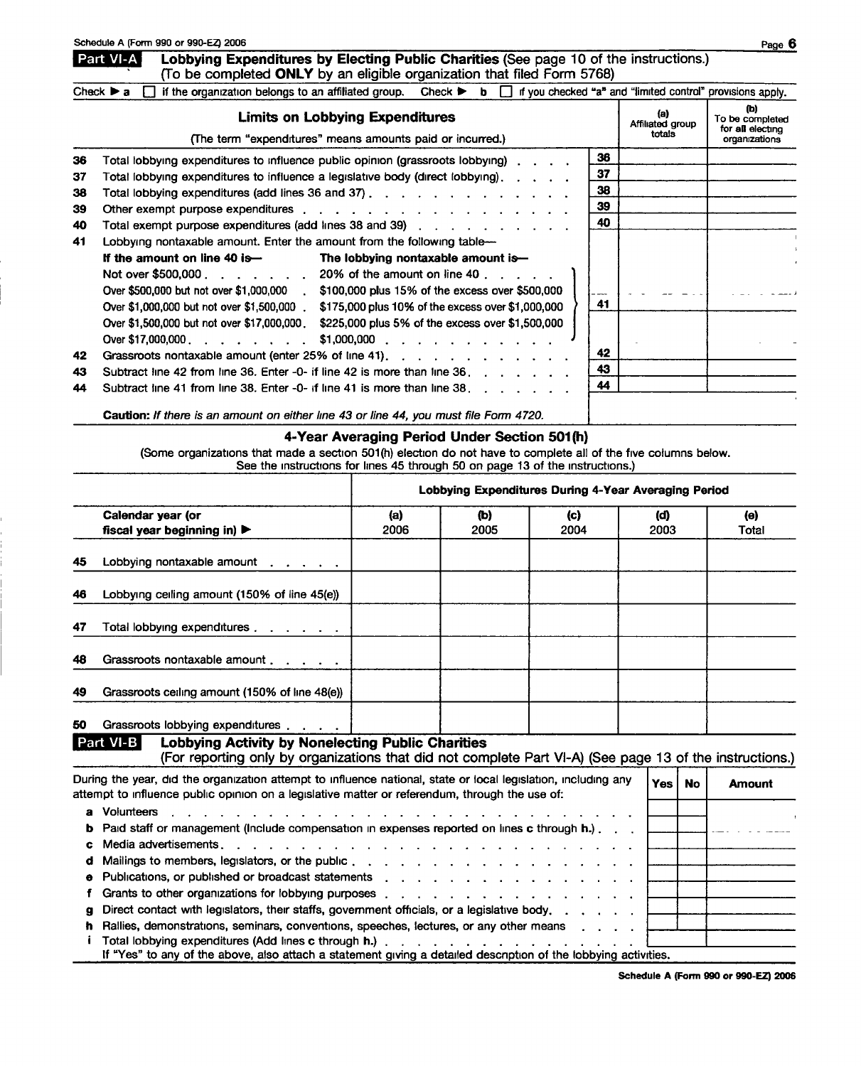Schedule A (Form 990 or 990-EZ) 2006

## Part VI-A Lobbying Expenditures by Electing Public Charities (See page 10 of the instructions.)
(To be completed **ONLY** by an eligible organization that filed Form 5768)

Check ▶ a ☐ if the organization belongs to an affiliated group. Check ▶ b ☐ if you checked "a" and "limited control" provisions apply.

| | **Limits on Lobbying Expenditures** (The term "expenditures" means amounts paid or incurred.) | | (a) Affiliated group totals | (b) To be completed for all electing organizations |
|---|---|---|---|---|
| 36 | Total lobbying expenditures to influence public opinion (grassroots lobbying) | 36 | | |
| 37 | Total lobbying expenditures to influence a legislative body (direct lobbying) | 37 | | |
| 38 | Total lobbying expenditures (add lines 36 and 37) | 38 | | |
| 39 | Other exempt purpose expenditures | 39 | | |
| 40 | Total exempt purpose expenditures (add lines 38 and 39) | 40 | | |
| 41 | Lobbying nontaxable amount. Enter the amount from the following table— (see table below) | 41 | | |
| 42 | Grassroots nontaxable amount (enter 25% of line 41) | 42 | | |
| 43 | Subtract line 42 from line 36. Enter -0- if line 42 is more than line 36 | 43 | | |
| 44 | Subtract line 41 from line 38. Enter -0- if line 41 is more than line 38 | 44 | | |

| **If the amount on line 40 is—** | **The lobbying nontaxable amount is—** |
|---|---|
| Not over $500,000 | 20% of the amount on line 40 |
| Over $500,000 but not over $1,000,000 | $100,000 plus 15% of the excess over $500,000 |
| Over $1,000,000 but not over $1,500,000 | $175,000 plus 10% of the excess over $1,000,000 |
| Over $1,500,000 but not over $17,000,000 | $225,000 plus 5% of the excess over $1,500,000 |
| Over $17,000,000 | $1,000,000 |

**Caution:** *If there is an amount on either line 43 or line 44, you must file Form 4720.*

### 4-Year Averaging Period Under Section 501(h)

(Some organizations that made a section 501(h) election do not have to complete all of the five columns below. See the instructions for lines 45 through 50 on page 13 of the instructions.)

| | Lobbying Expenditures During 4-Year Averaging Period | | | | |
|---|---|---|---|---|---|
| Calendar year (or fiscal year beginning in) ▶ | (a) 2006 | (b) 2005 | (c) 2004 | (d) 2003 | (e) Total |
| 45 Lobbying nontaxable amount | | | | | |
| 46 Lobbying ceiling amount (150% of line 45(e)) | | | | | |
| 47 Total lobbying expenditures | | | | | |
| 48 Grassroots nontaxable amount | | | | | |
| 49 Grassroots ceiling amount (150% of line 48(e)) | | | | | |
| 50 Grassroots lobbying expenditures | | | | | |

## Part VI-B Lobbying Activity by Nonelecting Public Charities
(For reporting only by organizations that did not complete Part VI-A) (See page 13 of the instructions.)

| During the year, did the organization attempt to influence national, state or local legislation, including any attempt to influence public opinion on a legislative matter or referendum, through the use of: | Yes | No | Amount |
|---|---|---|---|
| a Volunteers | | | |
| b Paid staff or management (Include compensation in expenses reported on lines c through h.) | | | |
| c Media advertisements | | | |
| d Mailings to members, legislators, or the public | | | |
| e Publications, or published or broadcast statements | | | |
| f Grants to other organizations for lobbying purposes | | | |
| g Direct contact with legislators, their staffs, government officials, or a legislative body | | | |
| h Rallies, demonstrations, seminars, conventions, speeches, lectures, or any other means | | | |
| i Total lobbying expenditures (Add lines c through h.) | | | |

If "Yes" to any of the above, also attach a statement giving a detailed description of the lobbying activities.

Schedule A (Form 990 or 990-EZ) 2006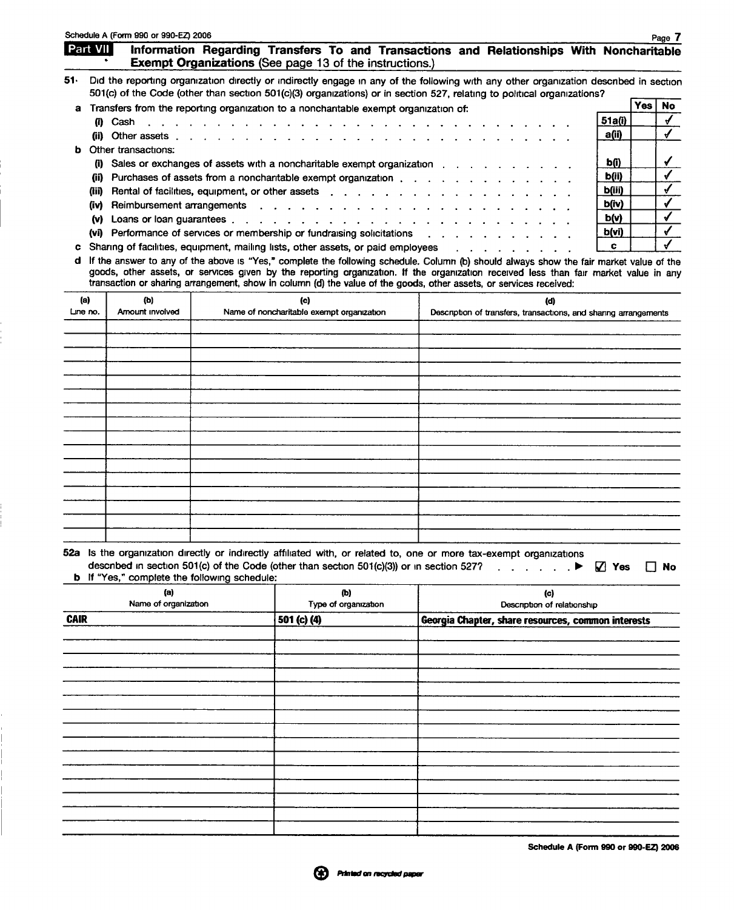Schedule A (Form 990 or 990-EZ) 2006

## Part VII Information Regarding Transfers To and Transactions and Relationships With Noncharitable Exempt Organizations (See page 13 of the instructions.)

**51** Did the reporting organization directly or indirectly engage in any of the following with any other organization described in section 501(c) of the Code (other than section 501(c)(3) organizations) or in section 527, relating to political organizations?

| | | Yes | No |
|---|---|---|---|
| **a** Transfers from the reporting organization to a noncharitable exempt organization of: | | | |
| (i) Cash | 51a(i) | | ✓ |
| (ii) Other assets | a(ii) | | ✓ |
| **b** Other transactions: | | | |
| (i) Sales or exchanges of assets with a noncharitable exempt organization | b(i) | | ✓ |
| (ii) Purchases of assets from a noncharitable exempt organization | b(ii) | | ✓ |
| (iii) Rental of facilities, equipment, or other assets | b(iii) | | ✓ |
| (iv) Reimbursement arrangements | b(iv) | | ✓ |
| (v) Loans or loan guarantees | b(v) | | ✓ |
| (vi) Performance of services or membership or fundraising solicitations | b(vi) | | ✓ |
| **c** Sharing of facilities, equipment, mailing lists, other assets, or paid employees | c | | ✓ |

**d** If the answer to any of the above is "Yes," complete the following schedule. Column (b) should always show the fair market value of the goods, other assets, or services given by the reporting organization. If the organization received less than fair market value in any transaction or sharing arrangement, show in column (d) the value of the goods, other assets, or services received:

| (a) Line no. | (b) Amount involved | (c) Name of noncharitable exempt organization | (d) Description of transfers, transactions, and sharing arrangements |
|---|---|---|---|
| | | | |

**52a** Is the organization directly or indirectly affiliated with, or related to, one or more tax-exempt organizations described in section 501(c) of the Code (other than section 501(c)(3)) or in section 527? ▶ ☑ Yes ☐ No

**b** If "Yes," complete the following schedule:

| (a) Name of organization | (b) Type of organization | (c) Description of relationship |
|---|---|---|
| CAIR | 501 (c) (4) | Georgia Chapter, share resources, common interests |

Printed on recycled paper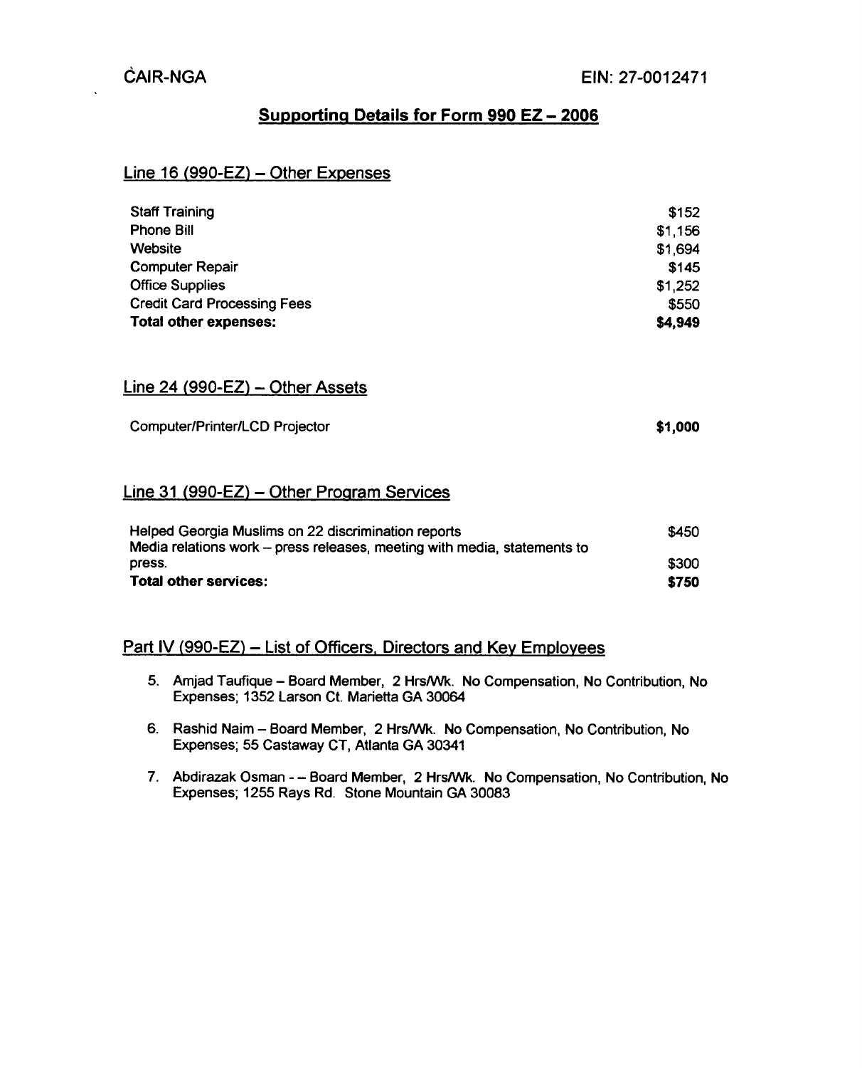CAIR-NGA EIN: 27-0012471

## Supporting Details for Form 990 EZ – 2006

### Line 16 (990-EZ) – Other Expenses

| | |
|---|---|
| Staff Training | \$152 |
| Phone Bill | \$1,156 |
| Website | \$1,694 |
| Computer Repair | \$145 |
| Office Supplies | \$1,252 |
| Credit Card Processing Fees | \$550 |
| **Total other expenses:** | **\$4,949** |

### Line 24 (990-EZ) – Other Assets

| | |
|---|---|
| Computer/Printer/LCD Projector | **\$1,000** |

### Line 31 (990-EZ) – Other Program Services

| | |
|---|---|
| Helped Georgia Muslims on 22 discrimination reports | \$450 |
| Media relations work – press releases, meeting with media, statements to press. | \$300 |
| **Total other services:** | **\$750** |

### Part IV (990-EZ) – List of Officers, Directors and Key Employees

5. Amjad Taufique – Board Member, 2 Hrs/Wk. No Compensation, No Contribution, No Expenses; 1352 Larson Ct. Marietta GA 30064

6. Rashid Naim – Board Member, 2 Hrs/Wk. No Compensation, No Contribution, No Expenses; 55 Castaway CT, Atlanta GA 30341

7. Abdirazak Osman - – Board Member, 2 Hrs/Wk. No Compensation, No Contribution, No Expenses; 1255 Rays Rd. Stone Mountain GA 30083